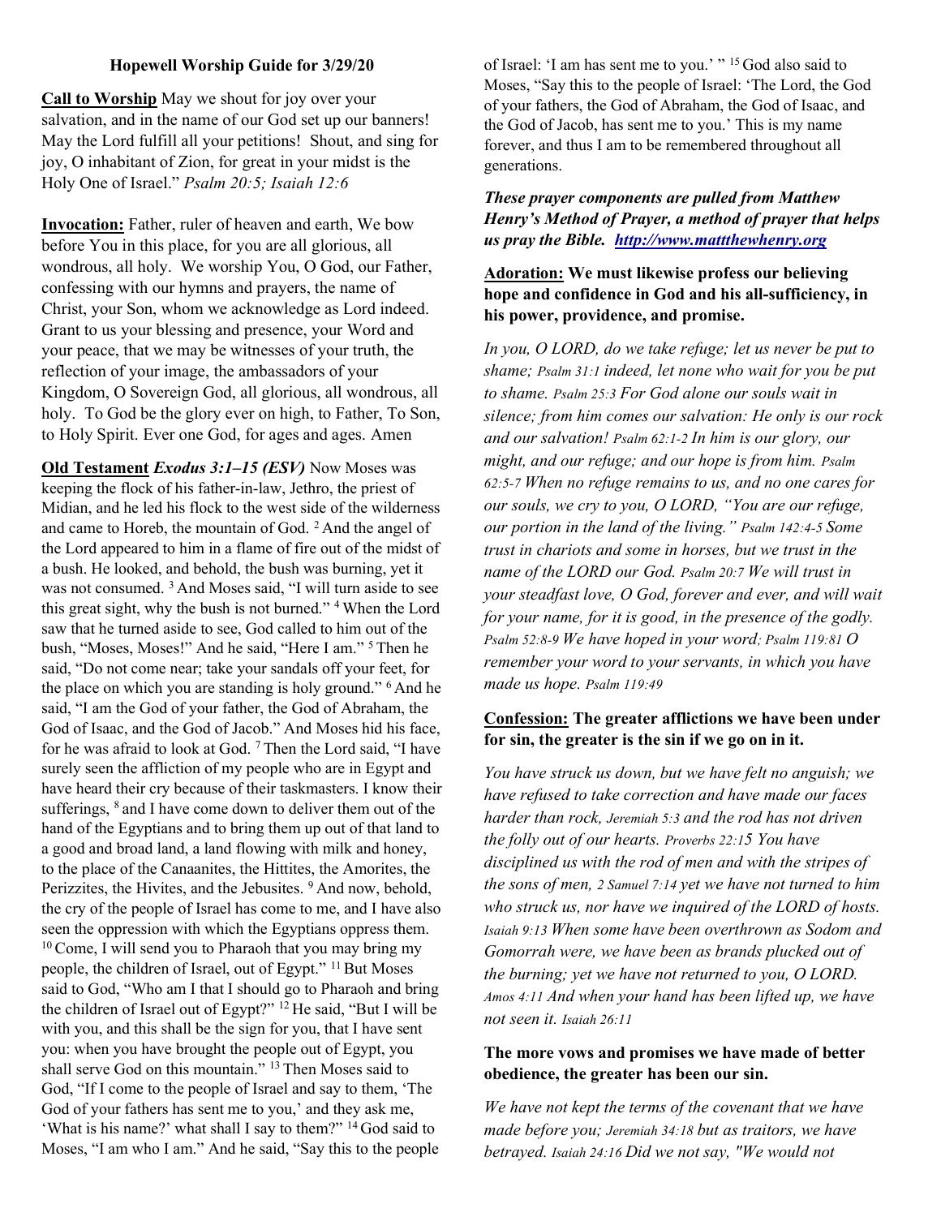**Hopewell Worship Guide for 3/29/20**

**Call to Worship** May we shout for joy over your salvation, and in the name of our God set up our banners! May the Lord fulfill all your petitions! Shout, and sing for joy, O inhabitant of Zion, for great in your midst is the Holy One of Israel." *Psalm 20:5; Isaiah 12:6*

**Invocation:** Father, ruler of heaven and earth, We bow before You in this place, for you are all glorious, all wondrous, all holy. We worship You, O God, our Father, confessing with our hymns and prayers, the name of Christ, your Son, whom we acknowledge as Lord indeed. Grant to us your blessing and presence, your Word and your peace, that we may be witnesses of your truth, the reflection of your image, the ambassadors of your Kingdom, O Sovereign God, all glorious, all wondrous, all holy. To God be the glory ever on high, to Father, To Son, to Holy Spirit. Ever one God, for ages and ages. Amen

**Old Testament** ***Exodus 3:1–15 (ESV)*** Now Moses was keeping the flock of his father-in-law, Jethro, the priest of Midian, and he led his flock to the west side of the wilderness and came to Horeb, the mountain of God. [2] And the angel of the Lord appeared to him in a flame of fire out of the midst of a bush. He looked, and behold, the bush was burning, yet it was not consumed. [3] And Moses said, "I will turn aside to see this great sight, why the bush is not burned." [4] When the Lord saw that he turned aside to see, God called to him out of the bush, "Moses, Moses!" And he said, "Here I am." [5] Then he said, "Do not come near; take your sandals off your feet, for the place on which you are standing is holy ground." [6] And he said, "I am the God of your father, the God of Abraham, the God of Isaac, and the God of Jacob." And Moses hid his face, for he was afraid to look at God. [7] Then the Lord said, "I have surely seen the affliction of my people who are in Egypt and have heard their cry because of their taskmasters. I know their sufferings, [8] and I have come down to deliver them out of the hand of the Egyptians and to bring them up out of that land to a good and broad land, a land flowing with milk and honey, to the place of the Canaanites, the Hittites, the Amorites, the Perizzites, the Hivites, and the Jebusites. [9] And now, behold, the cry of the people of Israel has come to me, and I have also seen the oppression with which the Egyptians oppress them. [10] Come, I will send you to Pharaoh that you may bring my people, the children of Israel, out of Egypt." [11] But Moses said to God, "Who am I that I should go to Pharaoh and bring the children of Israel out of Egypt?" [12] He said, "But I will be with you, and this shall be the sign for you, that I have sent you: when you have brought the people out of Egypt, you shall serve God on this mountain." [13] Then Moses said to God, "If I come to the people of Israel and say to them, 'The God of your fathers has sent me to you,' and they ask me, 'What is his name?' what shall I say to them?" [14] God said to Moses, "I am who I am." And he said, "Say this to the people of Israel: 'I am has sent me to you.' " [15] God also said to Moses, "Say this to the people of Israel: 'The Lord, the God of your fathers, the God of Abraham, the God of Isaac, and the God of Jacob, has sent me to you.' This is my name forever, and thus I am to be remembered throughout all generations.

***These prayer components are pulled from Matthew Henry's Method of Prayer, a method of prayer that helps us pray the Bible. [http://www.mattthewhenry.org](http://www.mattthewhenry.org)***

**Adoration: We must likewise profess our believing hope and confidence in God and his all-sufficiency, in his power, providence, and promise.**

*In you, O LORD, do we take refuge; let us never be put to shame; Psalm 31:1 indeed, let none who wait for you be put to shame. Psalm 25:3 For God alone our souls wait in silence; from him comes our salvation: He only is our rock and our salvation! Psalm 62:1-2 In him is our glory, our might, and our refuge; and our hope is from him. Psalm 62:5-7 When no refuge remains to us, and no one cares for our souls, we cry to you, O LORD, "You are our refuge, our portion in the land of the living." Psalm 142:4-5 Some trust in chariots and some in horses, but we trust in the name of the LORD our God. Psalm 20:7 We will trust in your steadfast love, O God, forever and ever, and will wait for your name, for it is good, in the presence of the godly. Psalm 52:8-9 We have hoped in your word; Psalm 119:81 O remember your word to your servants, in which you have made us hope. Psalm 119:49*

**Confession: The greater afflictions we have been under for sin, the greater is the sin if we go on in it.**

*You have struck us down, but we have felt no anguish; we have refused to take correction and have made our faces harder than rock, Jeremiah 5:3 and the rod has not driven the folly out of our hearts. Proverbs 22:15 You have disciplined us with the rod of men and with the stripes of the sons of men, 2 Samuel 7:14 yet we have not turned to him who struck us, nor have we inquired of the LORD of hosts. Isaiah 9:13 When some have been overthrown as Sodom and Gomorrah were, we have been as brands plucked out of the burning; yet we have not returned to you, O LORD. Amos 4:11 And when your hand has been lifted up, we have not seen it. Isaiah 26:11*

**The more vows and promises we have made of better obedience, the greater has been our sin.**

*We have not kept the terms of the covenant that we have made before you; Jeremiah 34:18 but as traitors, we have betrayed. Isaiah 24:16 Did we not say, "We would not*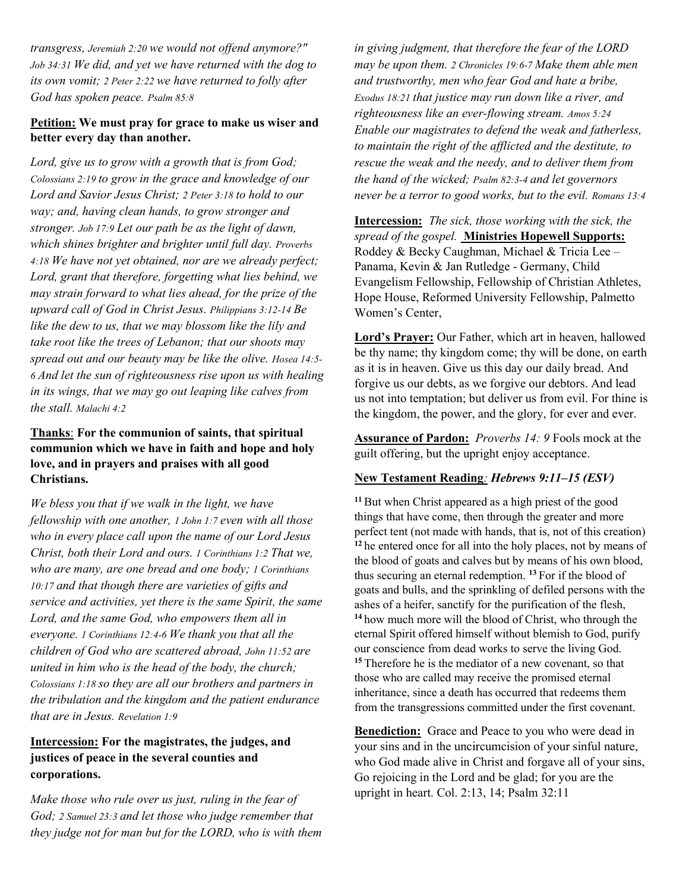*transgress, Jeremiah 2:20 we would not offend anymore?" Job 34:31 We did, and yet we have returned with the dog to its own vomit; 2 Peter 2:22 we have returned to folly after God has spoken peace. Psalm 85:8*

**Petition: We must pray for grace to make us wiser and better every day than another.**

*Lord, give us to grow with a growth that is from God; Colossians 2:19 to grow in the grace and knowledge of our Lord and Savior Jesus Christ; 2 Peter 3:18 to hold to our way; and, having clean hands, to grow stronger and stronger. Job 17:9 Let our path be as the light of dawn, which shines brighter and brighter until full day. Proverbs 4:18 We have not yet obtained, nor are we already perfect; Lord, grant that therefore, forgetting what lies behind, we may strain forward to what lies ahead, for the prize of the upward call of God in Christ Jesus. Philippians 3:12-14 Be like the dew to us, that we may blossom like the lily and take root like the trees of Lebanon; that our shoots may spread out and our beauty may be like the olive. Hosea 14:5-6 And let the sun of righteousness rise upon us with healing in its wings, that we may go out leaping like calves from the stall. Malachi 4:2*

**Thanks: For the communion of saints, that spiritual communion which we have in faith and hope and holy love, and in prayers and praises with all good Christians.**

*We bless you that if we walk in the light, we have fellowship with one another, 1 John 1:7 even with all those who in every place call upon the name of our Lord Jesus Christ, both their Lord and ours. 1 Corinthians 1:2 That we, who are many, are one bread and one body; 1 Corinthians 10:17 and that though there are varieties of gifts and service and activities, yet there is the same Spirit, the same Lord, and the same God, who empowers them all in everyone. 1 Corinthians 12:4-6 We thank you that all the children of God who are scattered abroad, John 11:52 are united in him who is the head of the body, the church; Colossians 1:18 so they are all our brothers and partners in the tribulation and the kingdom and the patient endurance that are in Jesus. Revelation 1:9*

**Intercession: For the magistrates, the judges, and justices of peace in the several counties and corporations.**

*Make those who rule over us just, ruling in the fear of God; 2 Samuel 23:3 and let those who judge remember that they judge not for man but for the LORD, who is with them in giving judgment, that therefore the fear of the LORD may be upon them. 2 Chronicles 19:6-7 Make them able men and trustworthy, men who fear God and hate a bribe, Exodus 18:21 that justice may run down like a river, and righteousness like an ever-flowing stream. Amos 5:24 Enable our magistrates to defend the weak and fatherless, to maintain the right of the afflicted and the destitute, to rescue the weak and the needy, and to deliver them from the hand of the wicked; Psalm 82:3-4 and let governors never be a terror to good works, but to the evil. Romans 13:4*

**Intercession:** *The sick, those working with the sick, the spread of the gospel.* **Ministries Hopewell Supports:** Roddey & Becky Caughman, Michael & Tricia Lee – Panama, Kevin & Jan Rutledge - Germany, Child Evangelism Fellowship, Fellowship of Christian Athletes, Hope House, Reformed University Fellowship, Palmetto Women's Center,

**Lord's Prayer:** Our Father, which art in heaven, hallowed be thy name; thy kingdom come; thy will be done, on earth as it is in heaven. Give us this day our daily bread. And forgive us our debts, as we forgive our debtors. And lead us not into temptation; but deliver us from evil. For thine is the kingdom, the power, and the glory, for ever and ever.

**Assurance of Pardon:** *Proverbs 14: 9* Fools mock at the guilt offering, but the upright enjoy acceptance.

**New Testament Reading*: Hebrews 9:11–15 (ESV)***

**11** But when Christ appeared as a high priest of the good things that have come, then through the greater and more perfect tent (not made with hands, that is, not of this creation) **12** he entered once for all into the holy places, not by means of the blood of goats and calves but by means of his own blood, thus securing an eternal redemption. **13** For if the blood of goats and bulls, and the sprinkling of defiled persons with the ashes of a heifer, sanctify for the purification of the flesh, **14** how much more will the blood of Christ, who through the eternal Spirit offered himself without blemish to God, purify our conscience from dead works to serve the living God. **15** Therefore he is the mediator of a new covenant, so that those who are called may receive the promised eternal inheritance, since a death has occurred that redeems them from the transgressions committed under the first covenant.

**Benediction:** Grace and Peace to you who were dead in your sins and in the uncircumcision of your sinful nature, who God made alive in Christ and forgave all of your sins, Go rejoicing in the Lord and be glad; for you are the upright in heart. Col. 2:13, 14; Psalm 32:11